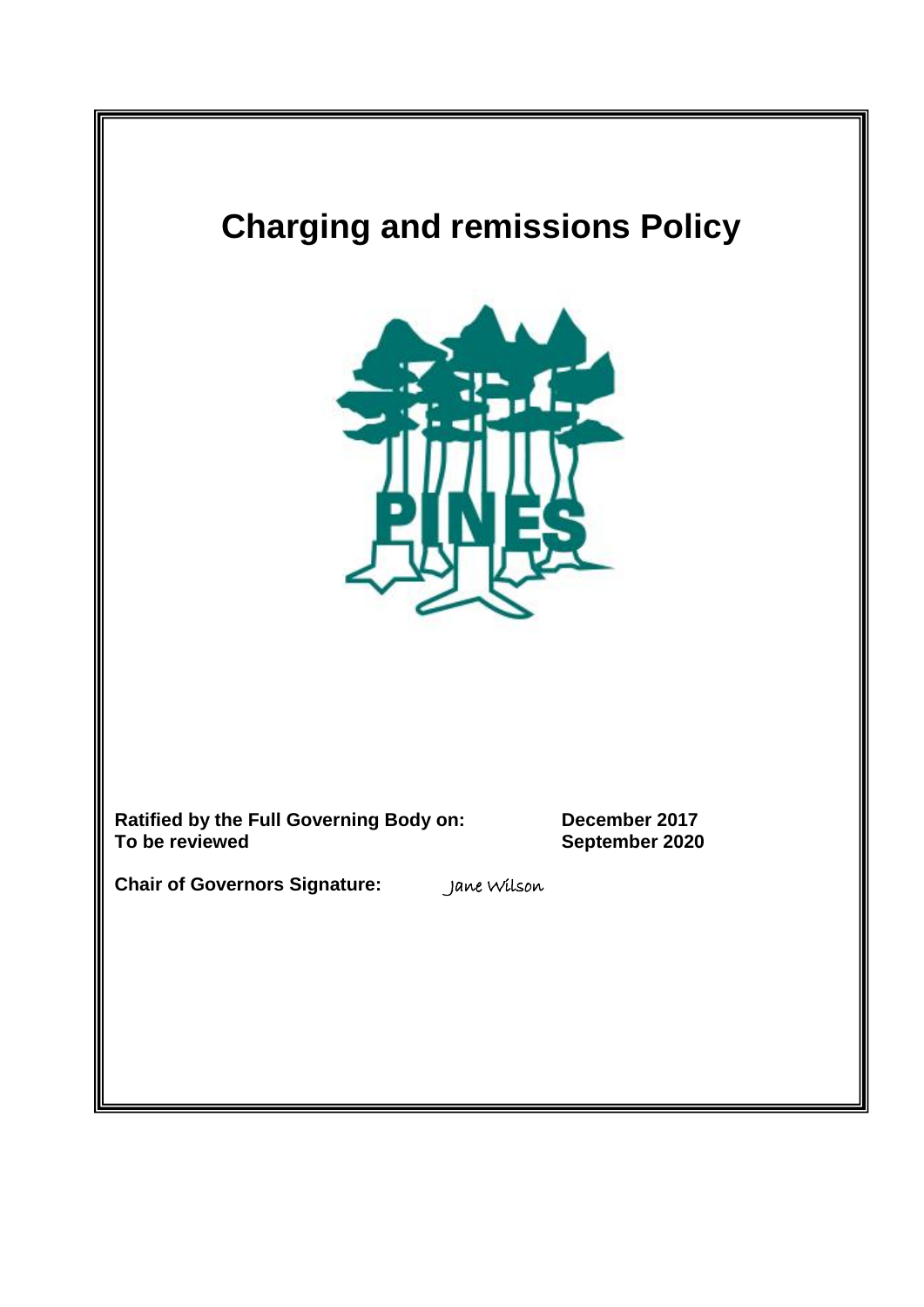# Charging and remissions Policy

PINES

| | |
|---|---|
| **Ratified by the Full Governing Body on:** | **December 2017** |
| **To be reviewed** | **September 2020** |

**Chair of Governors Signature:** Jane Wilson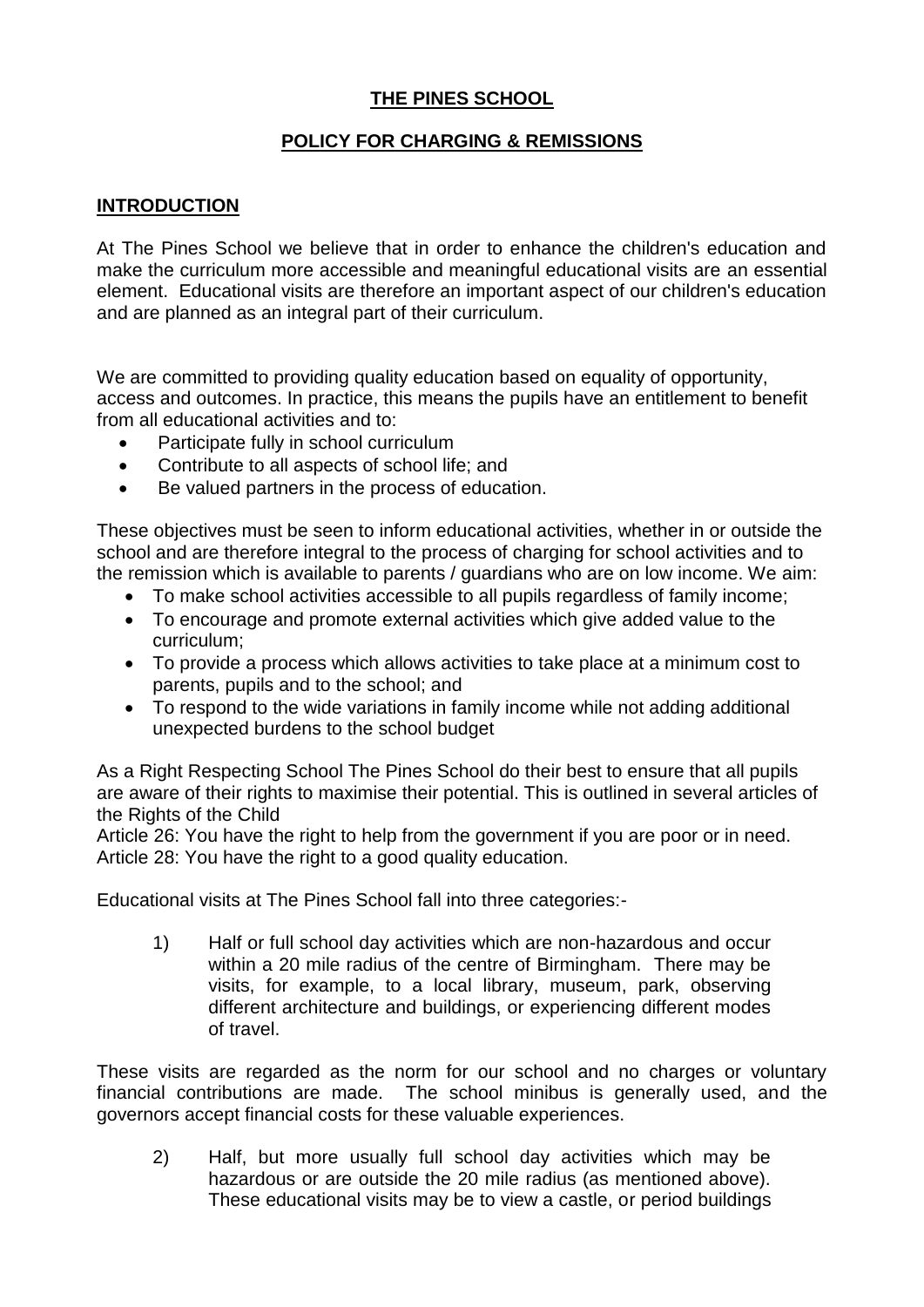# THE PINES SCHOOL

## POLICY FOR CHARGING & REMISSIONS

### INTRODUCTION

At The Pines School we believe that in order to enhance the children's education and make the curriculum more accessible and meaningful educational visits are an essential element. Educational visits are therefore an important aspect of our children's education and are planned as an integral part of their curriculum.

We are committed to providing quality education based on equality of opportunity, access and outcomes. In practice, this means the pupils have an entitlement to benefit from all educational activities and to:

- Participate fully in school curriculum
- Contribute to all aspects of school life; and
- Be valued partners in the process of education.

These objectives must be seen to inform educational activities, whether in or outside the school and are therefore integral to the process of charging for school activities and to the remission which is available to parents / guardians who are on low income. We aim:

- To make school activities accessible to all pupils regardless of family income;
- To encourage and promote external activities which give added value to the curriculum;
- To provide a process which allows activities to take place at a minimum cost to parents, pupils and to the school; and
- To respond to the wide variations in family income while not adding additional unexpected burdens to the school budget

As a Right Respecting School The Pines School do their best to ensure that all pupils are aware of their rights to maximise their potential. This is outlined in several articles of the Rights of the Child

Article 26: You have the right to help from the government if you are poor or in need.
Article 28: You have the right to a good quality education.

Educational visits at The Pines School fall into three categories:-

1) Half or full school day activities which are non-hazardous and occur within a 20 mile radius of the centre of Birmingham. There may be visits, for example, to a local library, museum, park, observing different architecture and buildings, or experiencing different modes of travel.

These visits are regarded as the norm for our school and no charges or voluntary financial contributions are made. The school minibus is generally used, and the governors accept financial costs for these valuable experiences.

2) Half, but more usually full school day activities which may be hazardous or are outside the 20 mile radius (as mentioned above). These educational visits may be to view a castle, or period buildings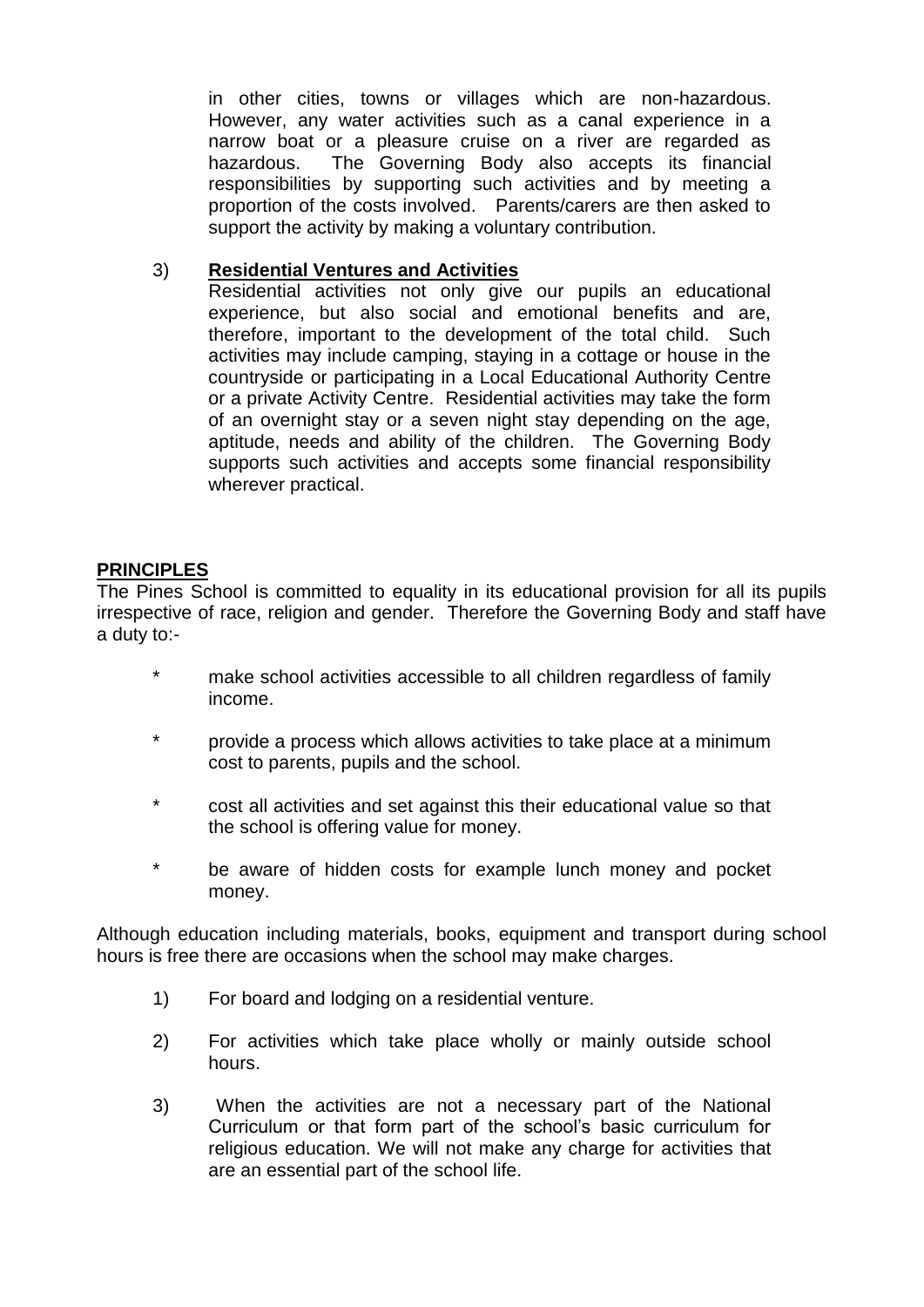in other cities, towns or villages which are non-hazardous. However, any water activities such as a canal experience in a narrow boat or a pleasure cruise on a river are regarded as hazardous. The Governing Body also accepts its financial responsibilities by supporting such activities and by meeting a proportion of the costs involved. Parents/carers are then asked to support the activity by making a voluntary contribution.

3) **Residential Ventures and Activities**
Residential activities not only give our pupils an educational experience, but also social and emotional benefits and are, therefore, important to the development of the total child. Such activities may include camping, staying in a cottage or house in the countryside or participating in a Local Educational Authority Centre or a private Activity Centre. Residential activities may take the form of an overnight stay or a seven night stay depending on the age, aptitude, needs and ability of the children. The Governing Body supports such activities and accepts some financial responsibility wherever practical.

## PRINCIPLES

The Pines School is committed to equality in its educational provision for all its pupils irrespective of race, religion and gender. Therefore the Governing Body and staff have a duty to:-

* make school activities accessible to all children regardless of family income.
* provide a process which allows activities to take place at a minimum cost to parents, pupils and the school.
* cost all activities and set against this their educational value so that the school is offering value for money.
* be aware of hidden costs for example lunch money and pocket money.

Although education including materials, books, equipment and transport during school hours is free there are occasions when the school may make charges.

1) For board and lodging on a residential venture.

2) For activities which take place wholly or mainly outside school hours.

3) When the activities are not a necessary part of the National Curriculum or that form part of the school's basic curriculum for religious education. We will not make any charge for activities that are an essential part of the school life.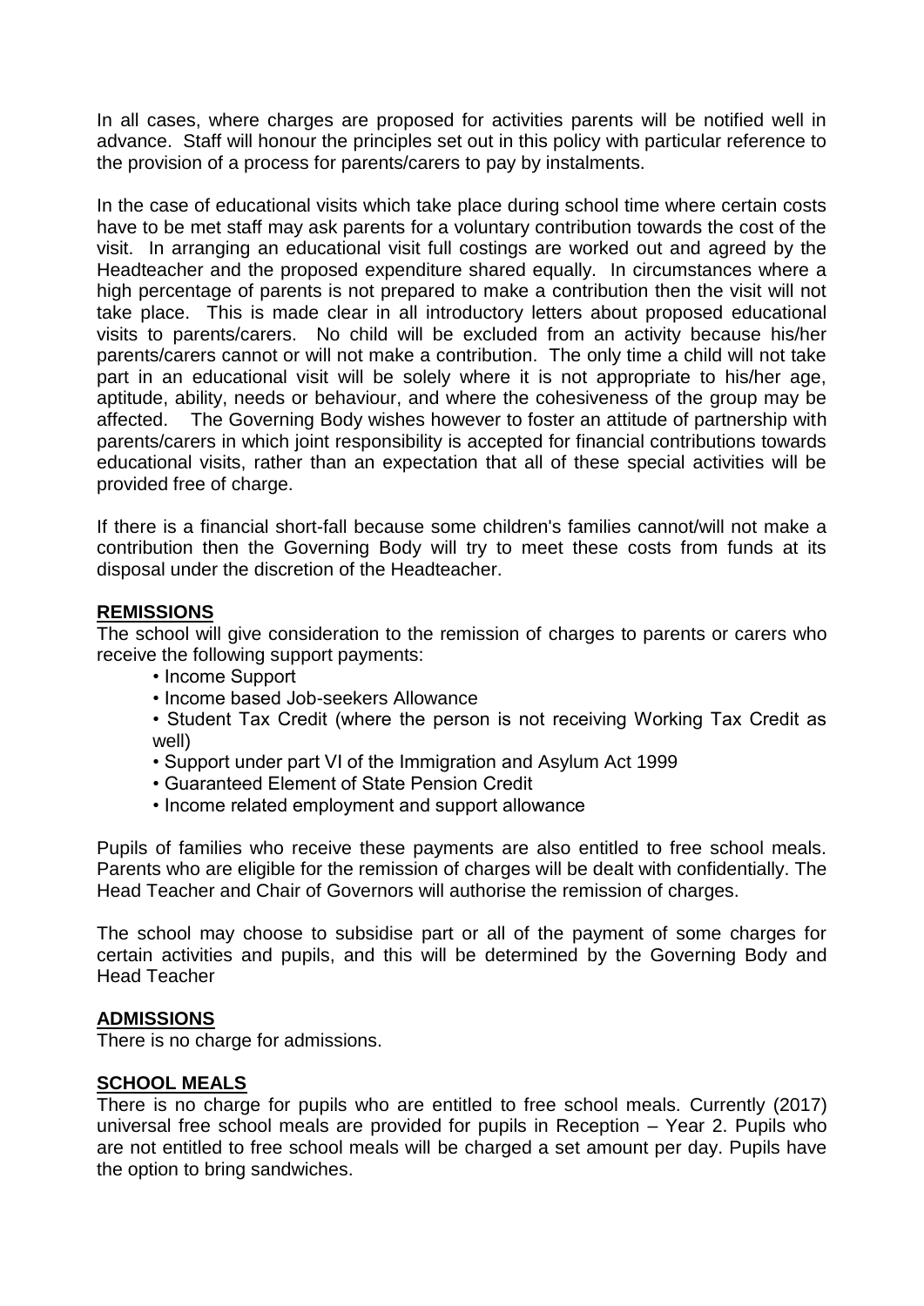In all cases, where charges are proposed for activities parents will be notified well in advance. Staff will honour the principles set out in this policy with particular reference to the provision of a process for parents/carers to pay by instalments.

In the case of educational visits which take place during school time where certain costs have to be met staff may ask parents for a voluntary contribution towards the cost of the visit. In arranging an educational visit full costings are worked out and agreed by the Headteacher and the proposed expenditure shared equally. In circumstances where a high percentage of parents is not prepared to make a contribution then the visit will not take place. This is made clear in all introductory letters about proposed educational visits to parents/carers. No child will be excluded from an activity because his/her parents/carers cannot or will not make a contribution. The only time a child will not take part in an educational visit will be solely where it is not appropriate to his/her age, aptitude, ability, needs or behaviour, and where the cohesiveness of the group may be affected. The Governing Body wishes however to foster an attitude of partnership with parents/carers in which joint responsibility is accepted for financial contributions towards educational visits, rather than an expectation that all of these special activities will be provided free of charge.

If there is a financial short-fall because some children's families cannot/will not make a contribution then the Governing Body will try to meet these costs from funds at its disposal under the discretion of the Headteacher.

**REMISSIONS**

The school will give consideration to the remission of charges to parents or carers who receive the following support payments:

- Income Support
- Income based Job-seekers Allowance
- Student Tax Credit (where the person is not receiving Working Tax Credit as well)
- Support under part VI of the Immigration and Asylum Act 1999
- Guaranteed Element of State Pension Credit
- Income related employment and support allowance

Pupils of families who receive these payments are also entitled to free school meals. Parents who are eligible for the remission of charges will be dealt with confidentially. The Head Teacher and Chair of Governors will authorise the remission of charges.

The school may choose to subsidise part or all of the payment of some charges for certain activities and pupils, and this will be determined by the Governing Body and Head Teacher

**ADMISSIONS**

There is no charge for admissions.

**SCHOOL MEALS**

There is no charge for pupils who are entitled to free school meals. Currently (2017) universal free school meals are provided for pupils in Reception – Year 2. Pupils who are not entitled to free school meals will be charged a set amount per day. Pupils have the option to bring sandwiches.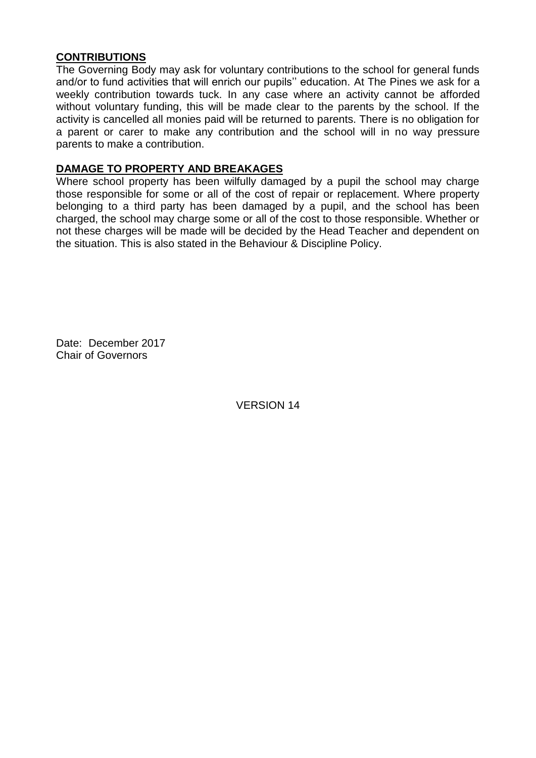**CONTRIBUTIONS**

The Governing Body may ask for voluntary contributions to the school for general funds and/or to fund activities that will enrich our pupils'' education. At The Pines we ask for a weekly contribution towards tuck. In any case where an activity cannot be afforded without voluntary funding, this will be made clear to the parents by the school. If the activity is cancelled all monies paid will be returned to parents. There is no obligation for a parent or carer to make any contribution and the school will in no way pressure parents to make a contribution.

**DAMAGE TO PROPERTY AND BREAKAGES**

Where school property has been wilfully damaged by a pupil the school may charge those responsible for some or all of the cost of repair or replacement. Where property belonging to a third party has been damaged by a pupil, and the school has been charged, the school may charge some or all of the cost to those responsible. Whether or not these charges will be made will be decided by the Head Teacher and dependent on the situation. This is also stated in the Behaviour & Discipline Policy.

Date: December 2017
Chair of Governors

VERSION 14